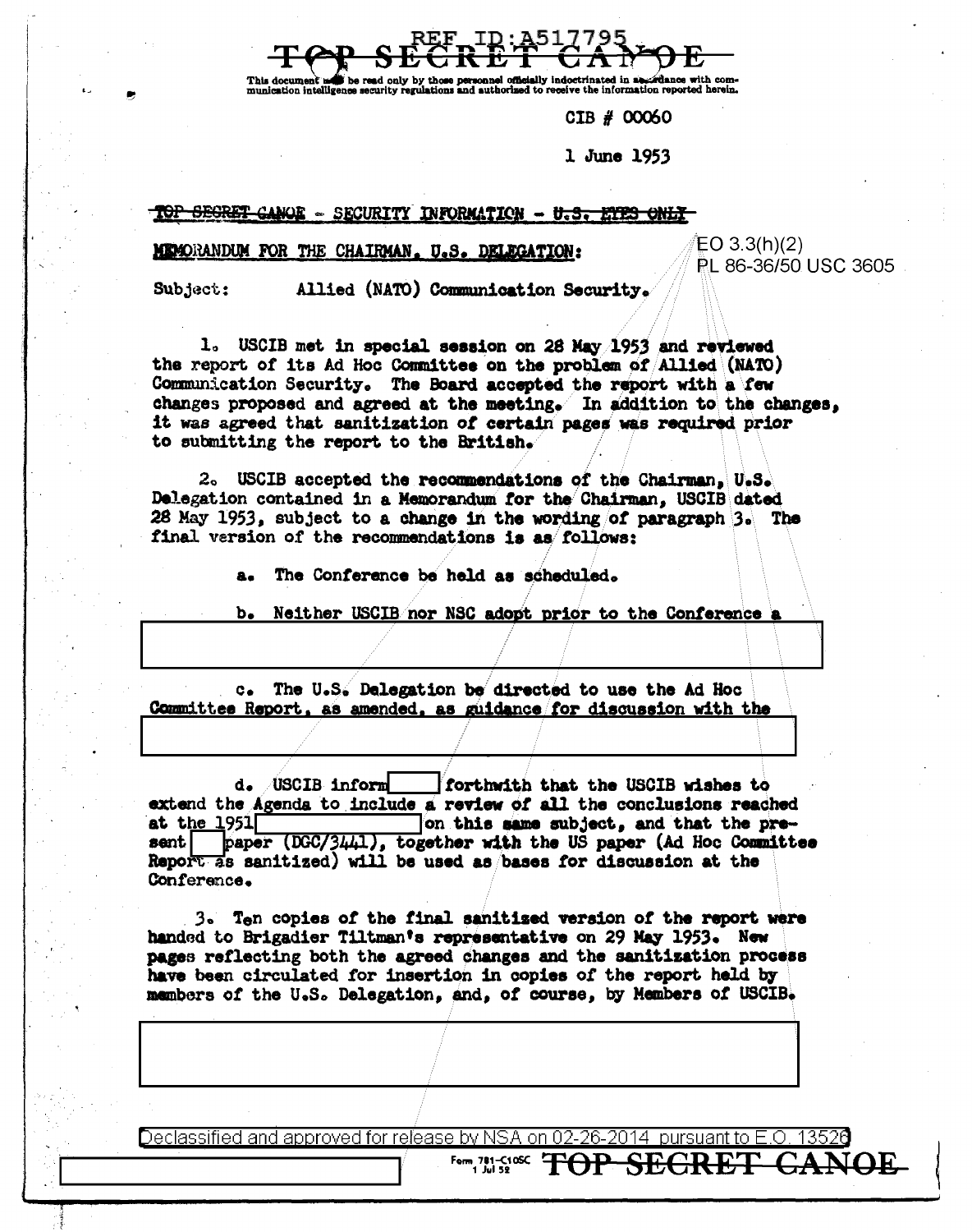REF ID:A517795

~~TOP SECRET CANOE~~

This document may be read only by those personnel officially indoctrinated in accordance with communication intelligence security regulations and authorized to receive the information reported herein.

CIB # 00060

1 June 1953

~~TOP SECRET CANOE~~ - SECURITY INFORMATION - ~~U.S. EYES ONLY~~

EO 3.3(h)(2)
PL 86-36/50 USC 3605

MEMORANDUM FOR THE CHAIRMAN, U.S. DELEGATION:

Subject: Allied (NATO) Communication Security.

1. USCIB met in special session on 28 May 1953 and reviewed the report of its Ad Hoc Committee on the problem of Allied (NATO) Communication Security. The Board accepted the report with a few changes proposed and agreed at the meeting. In addition to the changes, it was agreed that sanitization of certain pages was required prior to submitting the report to the British.

2. USCIB accepted the recommendations of the Chairman, U.S. Delegation contained in a Memorandum for the Chairman, USCIB dated 28 May 1953, subject to a change in the wording of paragraph 3. The final version of the recommendations is as follows:

a. The Conference be held as scheduled.

b. Neither USCIB nor NSC adopt prior to the Conference a [REDACTED]

c. The U.S. Delegation be directed to use the Ad Hoc Committee Report, as amended, as guidance for discussion with the [REDACTED]

d. USCIB inform [REDACTED] forthwith that the USCIB wishes to extend the Agenda to include a review of all the conclusions reached at the 1951 [REDACTED] on this same subject, and that the present [REDACTED] paper (DGC/3441), together with the US paper (Ad Hoc Committee Report as sanitized) will be used as bases for discussion at the Conference.

3. Ten copies of the final sanitized version of the report were handed to Brigadier Tiltman's representative on 29 May 1953. New pages reflecting both the agreed changes and the sanitization process have been circulated for insertion in copies of the report held by members of the U.S. Delegation, and, of course, by Members of USCIB.

[REDACTED]

Declassified and approved for release by NSA on 02-26-2014 pursuant to E.O. 13526

[REDACTED]

Form 781-C10SC 1 Jul 52 ~~TOP SECRET CANOE~~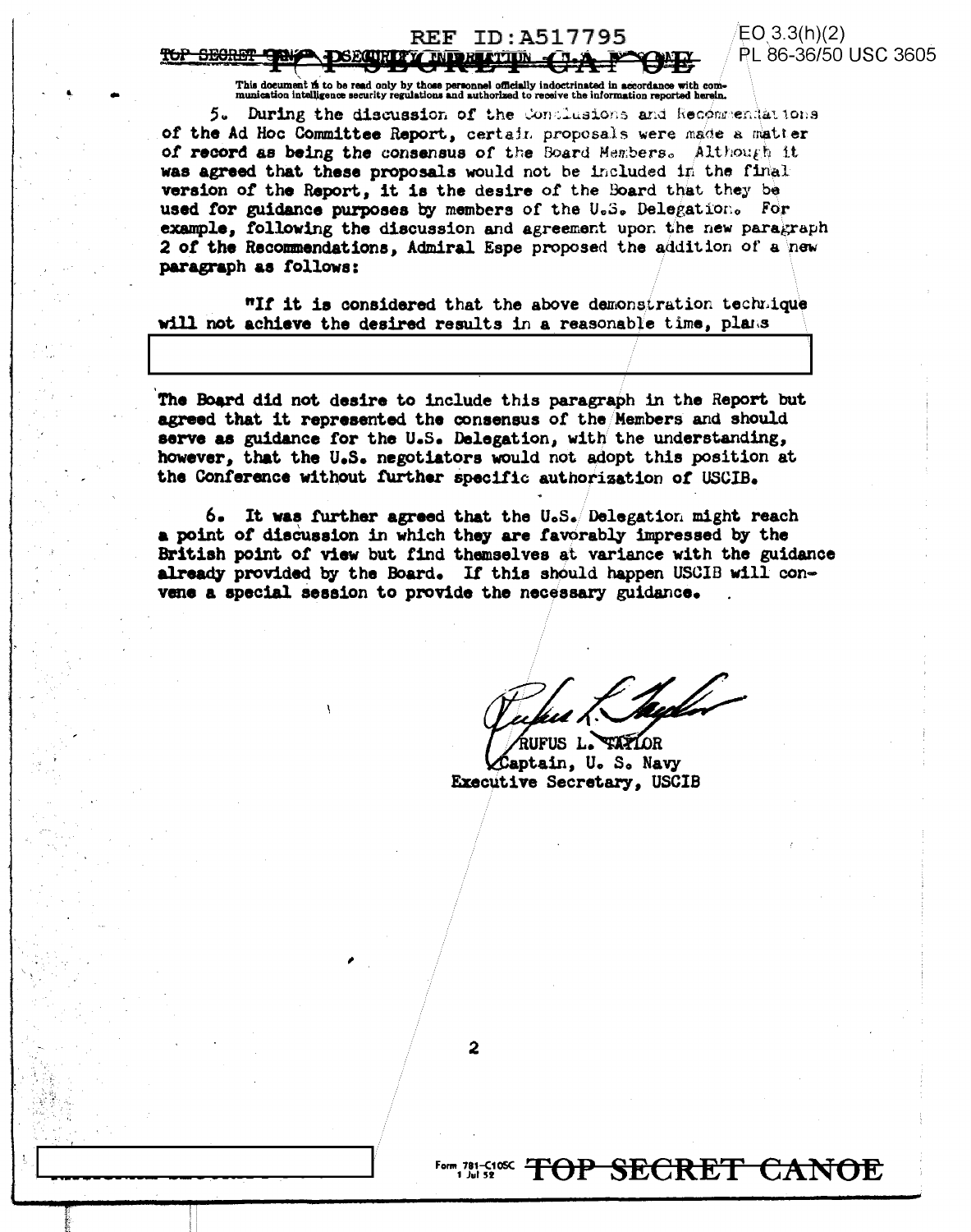This document is to be read only by those personnel officially indoctrinated in accordance with communication intelligence security regulations and authorized to receive the information reported herein.

5. During the discussion of the Conclusions and Recommendations of the Ad Hoc Committee Report, certain proposals were made a matter of record as being the consensus of the Board Members. Although it was agreed that these proposals would not be included in the final version of the Report, it is the desire of the Board that they be used for guidance purposes by members of the U.S. Delegation. For example, following the discussion and agreement upon the new paragraph 2 of the Recommendations, Admiral Espe proposed the addition of a new paragraph as follows:

"If it is considered that the above demonstration technique will not achieve the desired results in a reasonable time, plans

The Board did not desire to include this paragraph in the Report but agreed that it represented the consensus of the Members and should serve as guidance for the U.S. Delegation, with the understanding, however, that the U.S. negotiators would not adopt this position at the Conference without further specific authorization of USCIB.

6. It was further agreed that the U.S. Delegation might reach a point of discussion in which they are favorably impressed by the British point of view but find themselves at variance with the guidance already provided by the Board. If this should happen USCIB will convene a special session to provide the necessary guidance.

RUFUS L. TAYLOR
Captain, U. S. Navy
Executive Secretary, USCIB